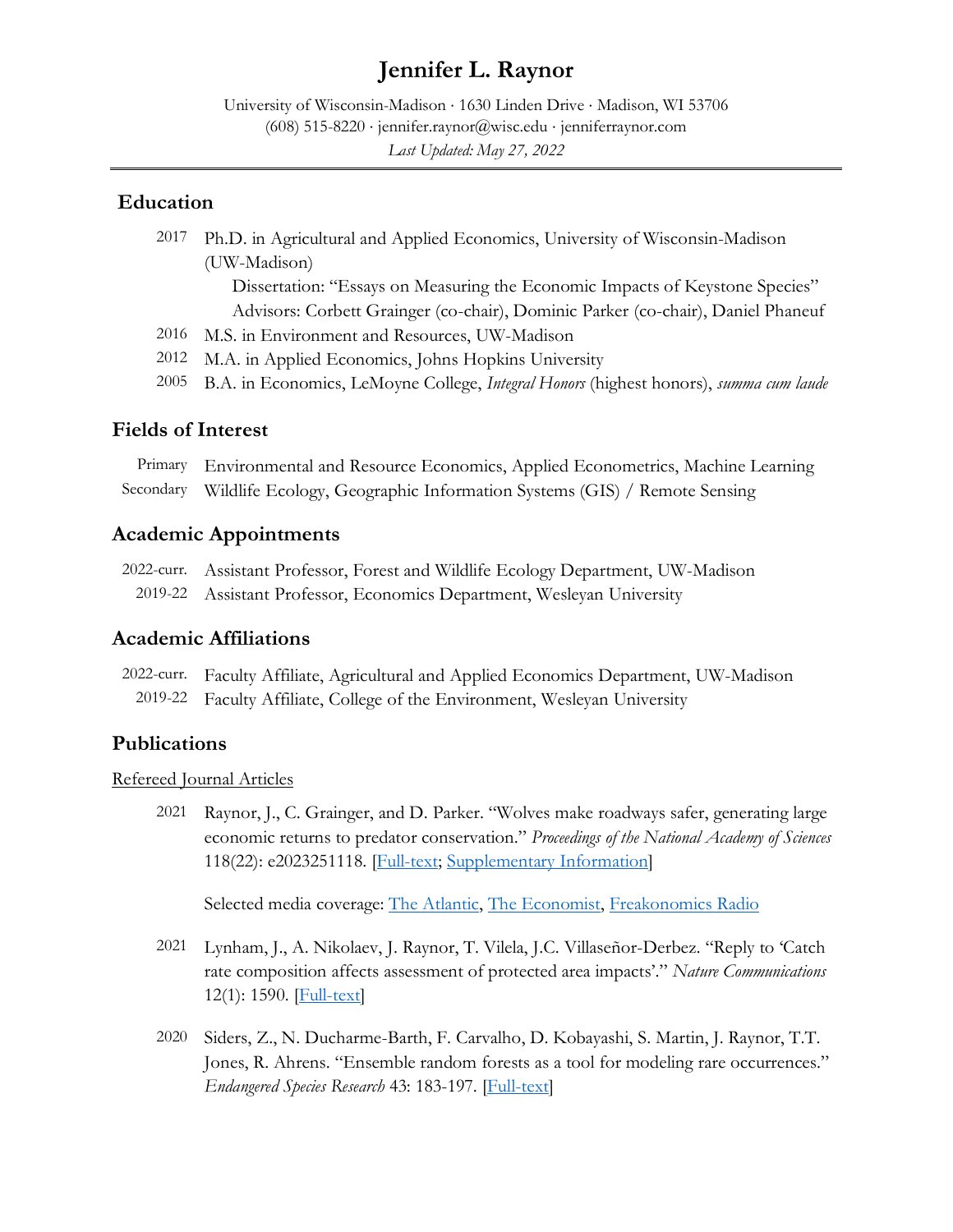# Jennifer L. Raynor

University of Wisconsin-Madison · 1630 Linden Drive · Madison, WI 53706
(608) 515-8220 · jennifer.raynor@wisc.edu · jenniferraynor.com
*Last Updated: May 27, 2022*

---

## Education

2017 Ph.D. in Agricultural and Applied Economics, University of Wisconsin-Madison (UW-Madison)
  Dissertation: "Essays on Measuring the Economic Impacts of Keystone Species"
  Advisors: Corbett Grainger (co-chair), Dominic Parker (co-chair), Daniel Phaneuf

2016 M.S. in Environment and Resources, UW-Madison

2012 M.A. in Applied Economics, Johns Hopkins University

2005 B.A. in Economics, LeMoyne College, *Integral Honors* (highest honors), *summa cum laude*

## Fields of Interest

Primary Environmental and Resource Economics, Applied Econometrics, Machine Learning

Secondary Wildlife Ecology, Geographic Information Systems (GIS) / Remote Sensing

## Academic Appointments

2022-curr. Assistant Professor, Forest and Wildlife Ecology Department, UW-Madison

2019-22 Assistant Professor, Economics Department, Wesleyan University

## Academic Affiliations

2022-curr. Faculty Affiliate, Agricultural and Applied Economics Department, UW-Madison

2019-22 Faculty Affiliate, College of the Environment, Wesleyan University

## Publications

Refereed Journal Articles

2021 Raynor, J., C. Grainger, and D. Parker. "Wolves make roadways safer, generating large economic returns to predator conservation." *Proceedings of the National Academy of Sciences* 118(22): e2023251118. [Full-text; Supplementary Information]

Selected media coverage: The Atlantic, The Economist, Freakonomics Radio

2021 Lynham, J., A. Nikolaev, J. Raynor, T. Vilela, J.C. Villaseñor-Derbez. "Reply to 'Catch rate composition affects assessment of protected area impacts'." *Nature Communications* 12(1): 1590. [Full-text]

2020 Siders, Z., N. Ducharme-Barth, F. Carvalho, D. Kobayashi, S. Martin, J. Raynor, T.T. Jones, R. Ahrens. "Ensemble random forests as a tool for modeling rare occurrences." *Endangered Species Research* 43: 183-197. [Full-text]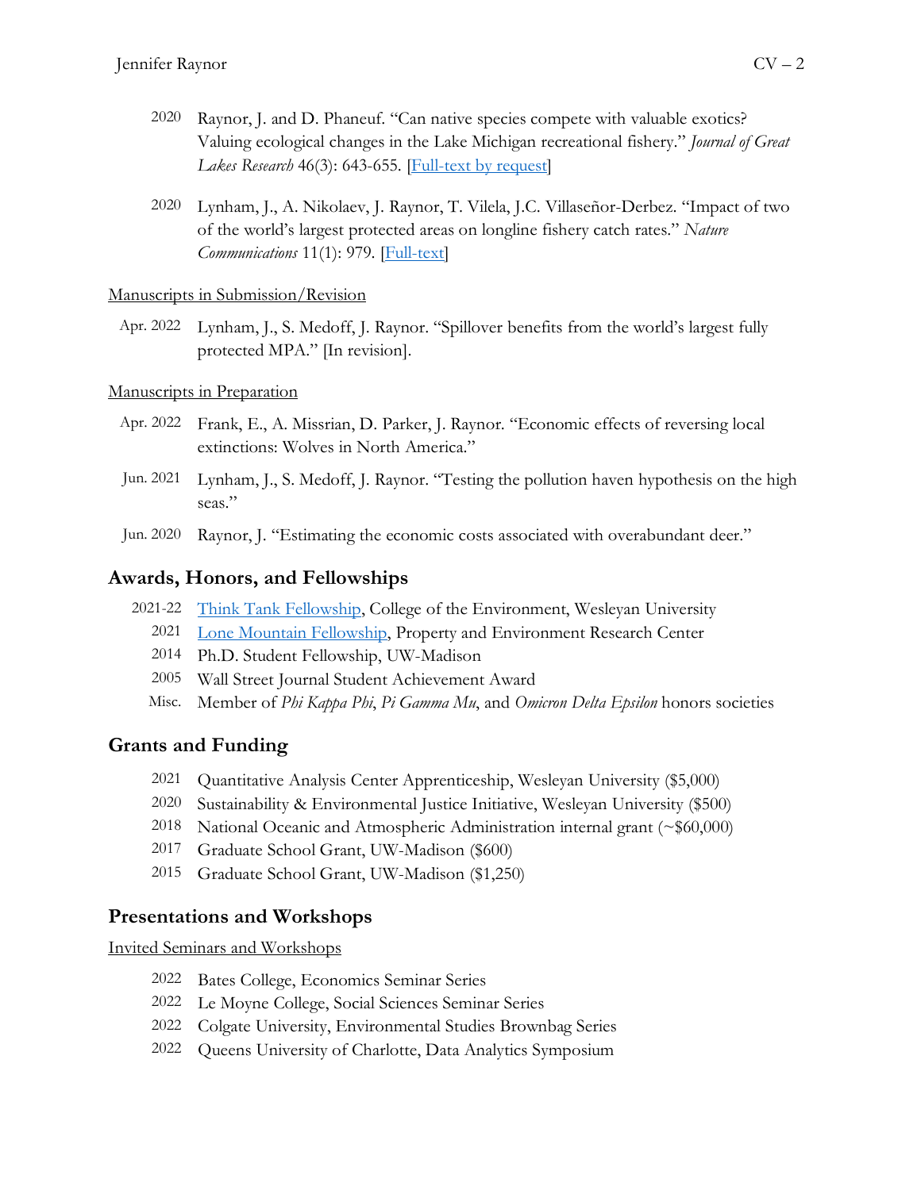2020 Raynor, J. and D. Phaneuf. "Can native species compete with valuable exotics? Valuing ecological changes in the Lake Michigan recreational fishery." *Journal of Great Lakes Research* 46(3): 643-655. [Full-text by request]

2020 Lynham, J., A. Nikolaev, J. Raynor, T. Vilela, J.C. Villaseñor-Derbez. "Impact of two of the world's largest protected areas on longline fishery catch rates." *Nature Communications* 11(1): 979. [Full-text]

Manuscripts in Submission/Revision

Apr. 2022 Lynham, J., S. Medoff, J. Raynor. "Spillover benefits from the world's largest fully protected MPA." [In revision].

Manuscripts in Preparation

Apr. 2022 Frank, E., A. Missrian, D. Parker, J. Raynor. "Economic effects of reversing local extinctions: Wolves in North America."

Jun. 2021 Lynham, J., S. Medoff, J. Raynor. "Testing the pollution haven hypothesis on the high seas."

Jun. 2020 Raynor, J. "Estimating the economic costs associated with overabundant deer."

## Awards, Honors, and Fellowships

2021-22 Think Tank Fellowship, College of the Environment, Wesleyan University
2021 Lone Mountain Fellowship, Property and Environment Research Center
2014 Ph.D. Student Fellowship, UW-Madison
2005 Wall Street Journal Student Achievement Award
Misc. Member of *Phi Kappa Phi*, *Pi Gamma Mu*, and *Omicron Delta Epsilon* honors societies

## Grants and Funding

2021 Quantitative Analysis Center Apprenticeship, Wesleyan University ($5,000)
2020 Sustainability & Environmental Justice Initiative, Wesleyan University ($500)
2018 National Oceanic and Atmospheric Administration internal grant (~$60,000)
2017 Graduate School Grant, UW-Madison ($600)
2015 Graduate School Grant, UW-Madison ($1,250)

## Presentations and Workshops

Invited Seminars and Workshops

2022 Bates College, Economics Seminar Series
2022 Le Moyne College, Social Sciences Seminar Series
2022 Colgate University, Environmental Studies Brownbag Series
2022 Queens University of Charlotte, Data Analytics Symposium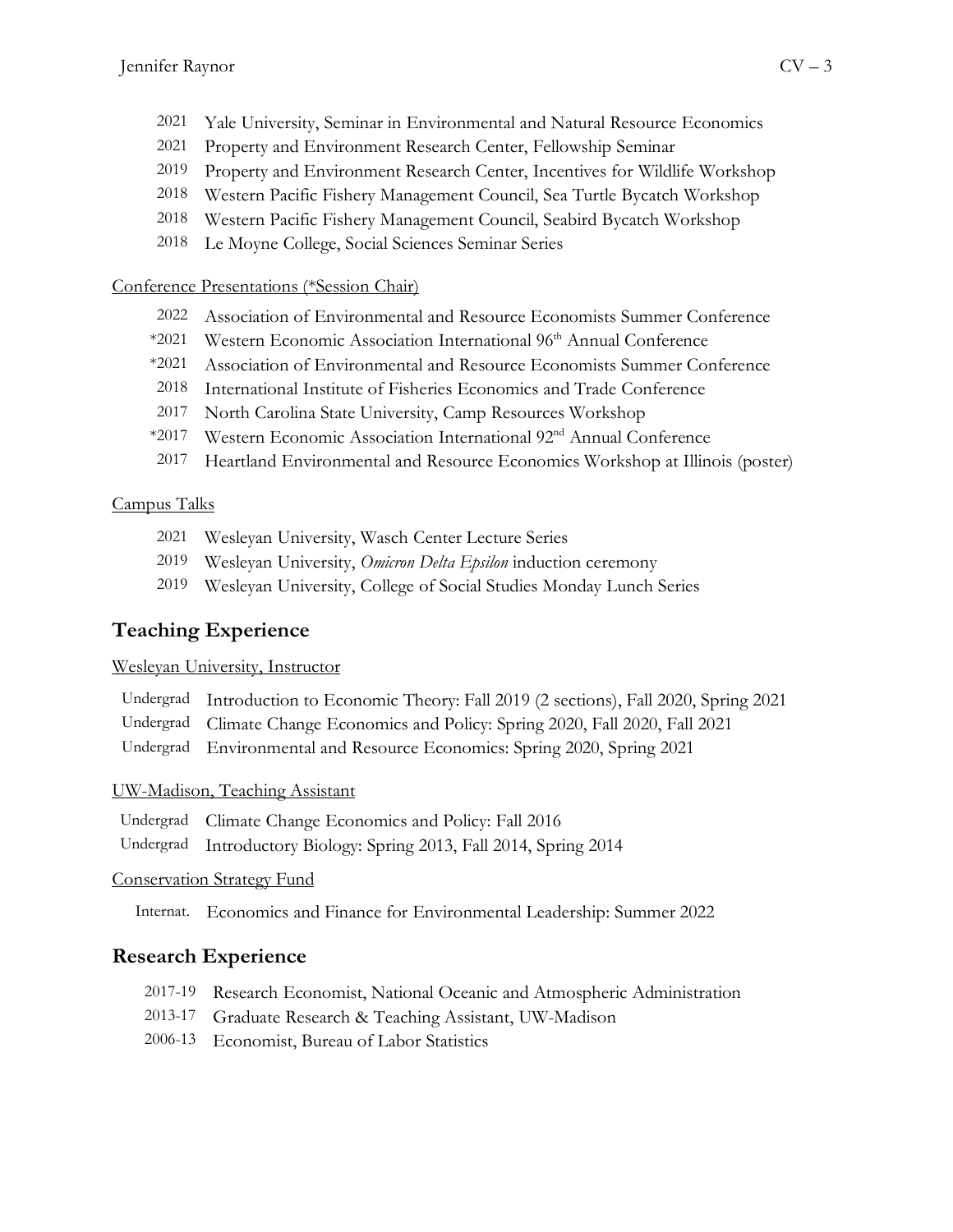- 2021 Yale University, Seminar in Environmental and Natural Resource Economics
- 2021 Property and Environment Research Center, Fellowship Seminar
- 2019 Property and Environment Research Center, Incentives for Wildlife Workshop
- 2018 Western Pacific Fishery Management Council, Sea Turtle Bycatch Workshop
- 2018 Western Pacific Fishery Management Council, Seabird Bycatch Workshop
- 2018 Le Moyne College, Social Sciences Seminar Series

Conference Presentations (*Session Chair)

- 2022 Association of Environmental and Resource Economists Summer Conference
- *2021 Western Economic Association International 96th Annual Conference
- *2021 Association of Environmental and Resource Economists Summer Conference
- 2018 International Institute of Fisheries Economics and Trade Conference
- 2017 North Carolina State University, Camp Resources Workshop
- *2017 Western Economic Association International 92nd Annual Conference
- 2017 Heartland Environmental and Resource Economics Workshop at Illinois (poster)

Campus Talks

- 2021 Wesleyan University, Wasch Center Lecture Series
- 2019 Wesleyan University, *Omicron Delta Epsilon* induction ceremony
- 2019 Wesleyan University, College of Social Studies Monday Lunch Series

## Teaching Experience

Wesleyan University, Instructor

- Undergrad Introduction to Economic Theory: Fall 2019 (2 sections), Fall 2020, Spring 2021
- Undergrad Climate Change Economics and Policy: Spring 2020, Fall 2020, Fall 2021
- Undergrad Environmental and Resource Economics: Spring 2020, Spring 2021

UW-Madison, Teaching Assistant

- Undergrad Climate Change Economics and Policy: Fall 2016
- Undergrad Introductory Biology: Spring 2013, Fall 2014, Spring 2014

Conservation Strategy Fund

- Internat. Economics and Finance for Environmental Leadership: Summer 2022

## Research Experience

- 2017-19 Research Economist, National Oceanic and Atmospheric Administration
- 2013-17 Graduate Research & Teaching Assistant, UW-Madison
- 2006-13 Economist, Bureau of Labor Statistics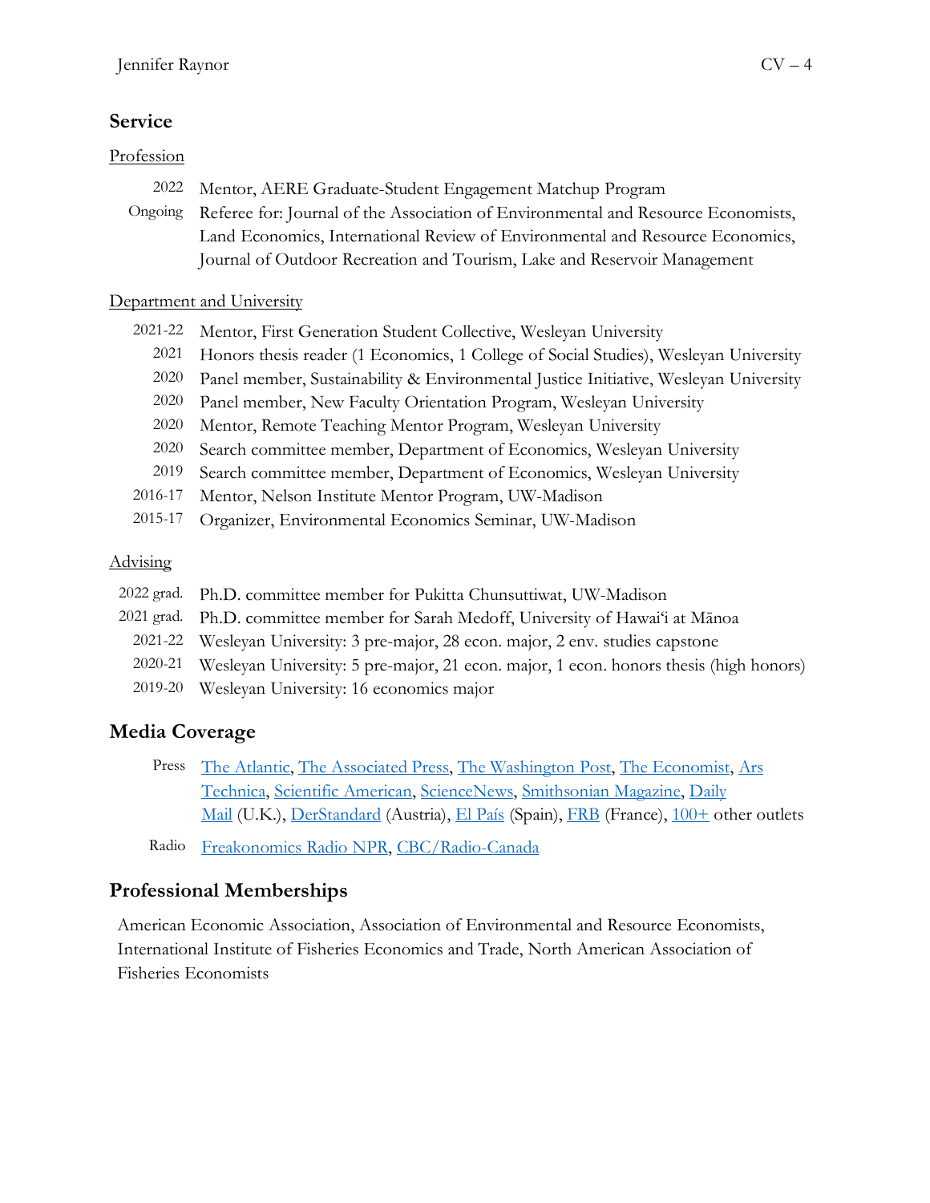## Service

Profession

| | |
|---|---|
| 2022 | Mentor, AERE Graduate-Student Engagement Matchup Program |
| Ongoing | Referee for: Journal of the Association of Environmental and Resource Economists, Land Economics, International Review of Environmental and Resource Economics, Journal of Outdoor Recreation and Tourism, Lake and Reservoir Management |

Department and University

| | |
|---|---|
| 2021-22 | Mentor, First Generation Student Collective, Wesleyan University |
| 2021 | Honors thesis reader (1 Economics, 1 College of Social Studies), Wesleyan University |
| 2020 | Panel member, Sustainability & Environmental Justice Initiative, Wesleyan University |
| 2020 | Panel member, New Faculty Orientation Program, Wesleyan University |
| 2020 | Mentor, Remote Teaching Mentor Program, Wesleyan University |
| 2020 | Search committee member, Department of Economics, Wesleyan University |
| 2019 | Search committee member, Department of Economics, Wesleyan University |
| 2016-17 | Mentor, Nelson Institute Mentor Program, UW-Madison |
| 2015-17 | Organizer, Environmental Economics Seminar, UW-Madison |

Advising

| | |
|---|---|
| 2022 grad. | Ph.D. committee member for Pukitta Chunsuttiwat, UW-Madison |
| 2021 grad. | Ph.D. committee member for Sarah Medoff, University of Hawaiʻi at Mānoa |
| 2021-22 | Wesleyan University: 3 pre-major, 28 econ. major, 2 env. studies capstone |
| 2020-21 | Wesleyan University: 5 pre-major, 21 econ. major, 1 econ. honors thesis (high honors) |
| 2019-20 | Wesleyan University: 16 economics major |

## Media Coverage

| | |
|---|---|
| Press | The Atlantic, The Associated Press, The Washington Post, The Economist, Ars Technica, Scientific American, ScienceNews, Smithsonian Magazine, Daily Mail (U.K.), DerStandard (Austria), El País (Spain), FRB (France), 100+ other outlets |
| Radio | Freakonomics Radio NPR, CBC/Radio-Canada |

## Professional Memberships

American Economic Association, Association of Environmental and Resource Economists, International Institute of Fisheries Economics and Trade, North American Association of Fisheries Economists